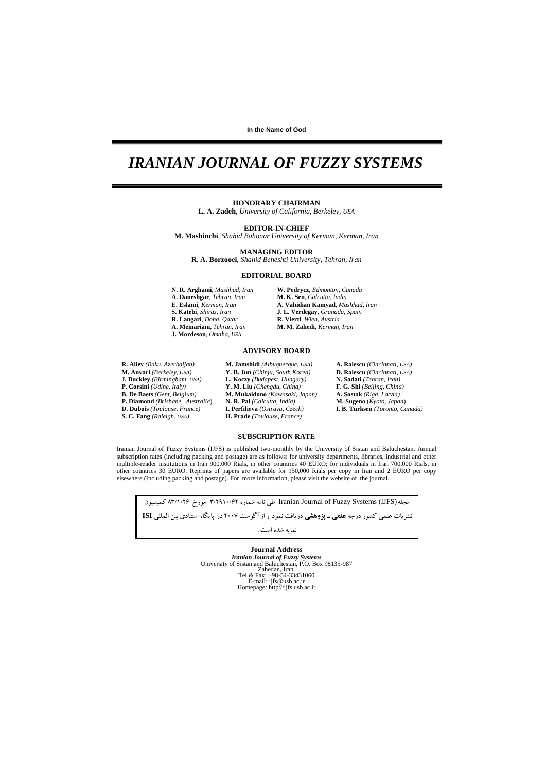**In the Name of God**

# *IRANIAN JOURNAL OF FUZZY SYSTEMS*

**HONORARY CHAIRMAN**
**L. A. Zadeh**, *University of California, Berkeley, USA*

**EDITOR-IN-CHIEF**
**M. Mashinchi**, *Shahid Bahonar University of Kerman, Kerman, Iran*

**MANAGING EDITOR**
**R. A. Borzooei**, *Shahid Beheshti University, Tehran, Iran*

## EDITORIAL BOARD

**N. R. Arghami**, *Mashhad, Iran*
**A. Daneshgar**, *Tehran, Iran*
**E. Eslami**, *Kerman, Iran*
**S. Katebi**, *Shiraz, Iran*
**R. Langari**, *Doha, Qatar*
**A. Memariani**, *Tehran, Iran*
**J. Mordeson**, *Omaha, USA*
**W. Pedrycz**, *Edmonton, Canada*
**M. K. Sen**, *Calcutta, India*
**A. Vahidian Kamyad**, *Mashhad, Iran*
**J. L. Verdegay**, *Granada, Spain*
**R. Viertl**, *Wien, Austria*
**M. M. Zahedi**, *Kerman, Iran*

## ADVISORY BOARD

**R. Aliev** *(Baku, Azerbaijan)*
**M. Anvari** *(Berkeley, USA)*
**J. Buckley** *(Birmingham, USA)*
**P. Corsini** *(Udine, Italy)*
**B. De Baets** *(Gent, Belgium)*
**P. Diamond** *(Brisbane, Australia)*
**D. Dubois** *(Toulouse, France)*
**S. C. Fang** *(Raleigh, USA)*
**M. Jamshidi** *(Albuquerque, USA)*
**Y. B. Jun** *(Chinju, South Korea)*
**L. Koczy** *(Budapest, Hungary)*
**Y. M. Liu** *(Chengdu, China)*
**M. Mukaidono** *(Kawasaki, Japan)*
**N. R. Pal** *(Calcutta, India)*
**I. Perfilieva** *(Ostrava, Czech)*
**H. Prade** *(Toulouse, France)*
**A. Ralescu** *(Cincinnati, USA)*
**D. Ralescu** *(Cincinnati, USA)*
**N. Sadati** *(Tehran, Iran)*
**F. G. Shi** *(Beijing, China)*
**A. Sostak** *(Riga, Latvia)*
**M. Sugeno** *(Kyoto, Japan)*
**I. B. Turksen** *(Toronto, Canada)*

## SUBSCRIPTION RATE

Iranian Journal of Fuzzy Systems (IJFS) is published two-monthly by the University of Sistan and Baluchestan. Annual subscription rates (including packing and postage) are as follows: for university departments, libraries, industrial and other multiple-reader institutions in Iran 900,000 Rials, in other countries 40 EURO; for individuals in Iran 700,000 Rials, in other countries 30 EURO. Reprints of papers are available for 150,000 Rials per copy in Iran and 2 EURO per copy elsewhere (Including packing and postage). For more information, please visit the website of the journal.

مجله Iranian Journal of Fuzzy Systems (IJFS) طی نامه شماره ۳/۲۹۱۰/۶۲ مورخ ۸۳/۱/۲۶ کمیسیون نشریات علمی کشور درجه **علمی ـ پژوهشی** دریافت نمود و ازآگوست ۲۰۰۷ در پایگاه استنادی بین المللی **ISI** نمایه شده است.

**Journal Address**
***Iranian Journal of Fuzzy Systems***
University of Sistan and Baluchestan, P.O. Box 98135-987
Zahedan, Iran.
Tel & Fax: +98-54-33431060
E-mail: ijfs@usb.ac.ir
Homepage: http://ijfs.usb.ac.ir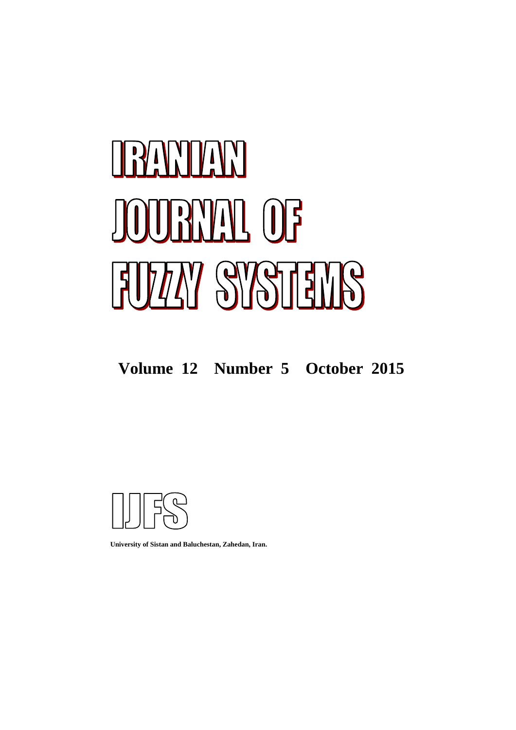# IRANIAN JOURNAL OF FUZZY SYSTEMS

**Volume 12 Number 5 October 2015**

# IJFS

**University of Sistan and Baluchestan, Zahedan, Iran.**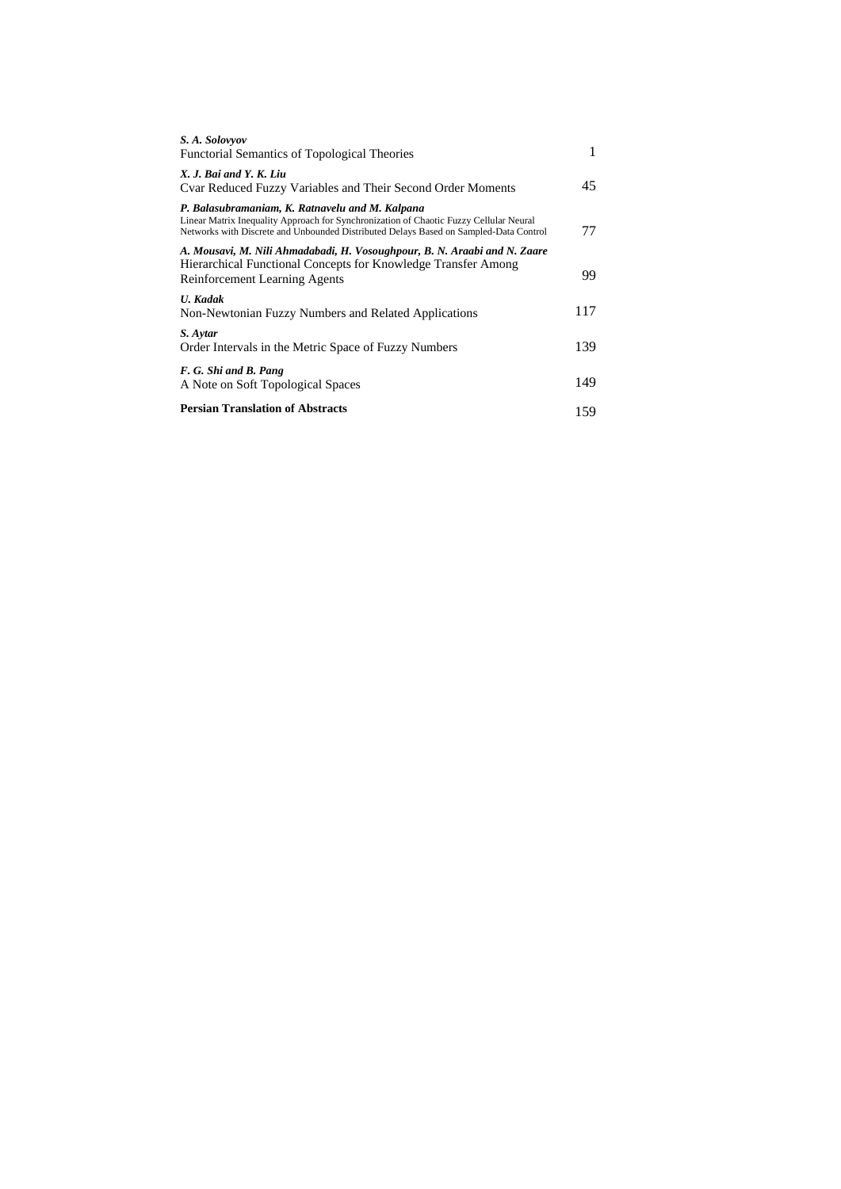***S. A. Solovyov***
Functorial Semantics of Topological Theories 1

***X. J. Bai and Y. K. Liu***
Cvar Reduced Fuzzy Variables and Their Second Order Moments 45

***P. Balasubramaniam, K. Ratnavelu and M. Kalpana***
Linear Matrix Inequality Approach for Synchronization of Chaotic Fuzzy Cellular Neural Networks with Discrete and Unbounded Distributed Delays Based on Sampled-Data Control 77

***A. Mousavi, M. Nili Ahmadabadi, H. Vosoughpour, B. N. Araabi and N. Zaare***
Hierarchical Functional Concepts for Knowledge Transfer Among Reinforcement Learning Agents 99

***U. Kadak***
Non-Newtonian Fuzzy Numbers and Related Applications 117

***S. Aytar***
Order Intervals in the Metric Space of Fuzzy Numbers 139

***F. G. Shi and B. Pang***
A Note on Soft Topological Spaces 149

**Persian Translation of Abstracts** 159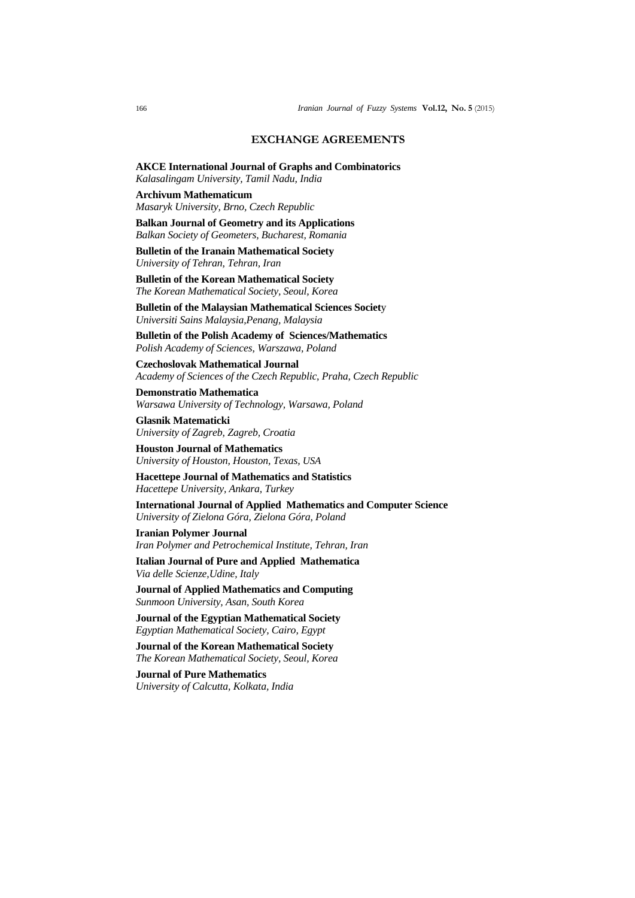## EXCHANGE AGREEMENTS

**AKCE International Journal of Graphs and Combinatorics**
*Kalasalingam University, Tamil Nadu, India*

**Archivum Mathematicum**
*Masaryk University, Brno, Czech Republic*

**Balkan Journal of Geometry and its Applications**
*Balkan Society of Geometers, Bucharest, Romania*

**Bulletin of the Iranain Mathematical Society**
*University of Tehran, Tehran, Iran*

**Bulletin of the Korean Mathematical Society**
*The Korean Mathematical Society, Seoul, Korea*

**Bulletin of the Malaysian Mathematical Sciences Societ**y
*Universiti Sains Malaysia,Penang, Malaysia*

**Bulletin of the Polish Academy of Sciences/Mathematics**
*Polish Academy of Sciences, Warszawa, Poland*

**Czechoslovak Mathematical Journal**
*Academy of Sciences of the Czech Republic, Praha, Czech Republic*

**Demonstratio Mathematica**
*Warsawa University of Technology, Warsawa, Poland*

**Glasnik Matematicki**
*University of Zagreb, Zagreb, Croatia*

**Houston Journal of Mathematics**
*University of Houston, Houston, Texas, USA*

**Hacettepe Journal of Mathematics and Statistics**
*Hacettepe University, Ankara, Turkey*

**International Journal of Applied Mathematics and Computer Science**
*University of Zielona Góra, Zielona Góra, Poland*

**Iranian Polymer Journal**
*Iran Polymer and Petrochemical Institute, Tehran, Iran*

**Italian Journal of Pure and Applied Mathematica**
*Via delle Scienze,Udine, Italy*

**Journal of Applied Mathematics and Computing**
*Sunmoon University, Asan, South Korea*

**Journal of the Egyptian Mathematical Society**
*Egyptian Mathematical Society, Cairo, Egypt*

**Journal of the Korean Mathematical Society**
*The Korean Mathematical Society, Seoul, Korea*

**Journal of Pure Mathematics**
*University of Calcutta, Kolkata, India*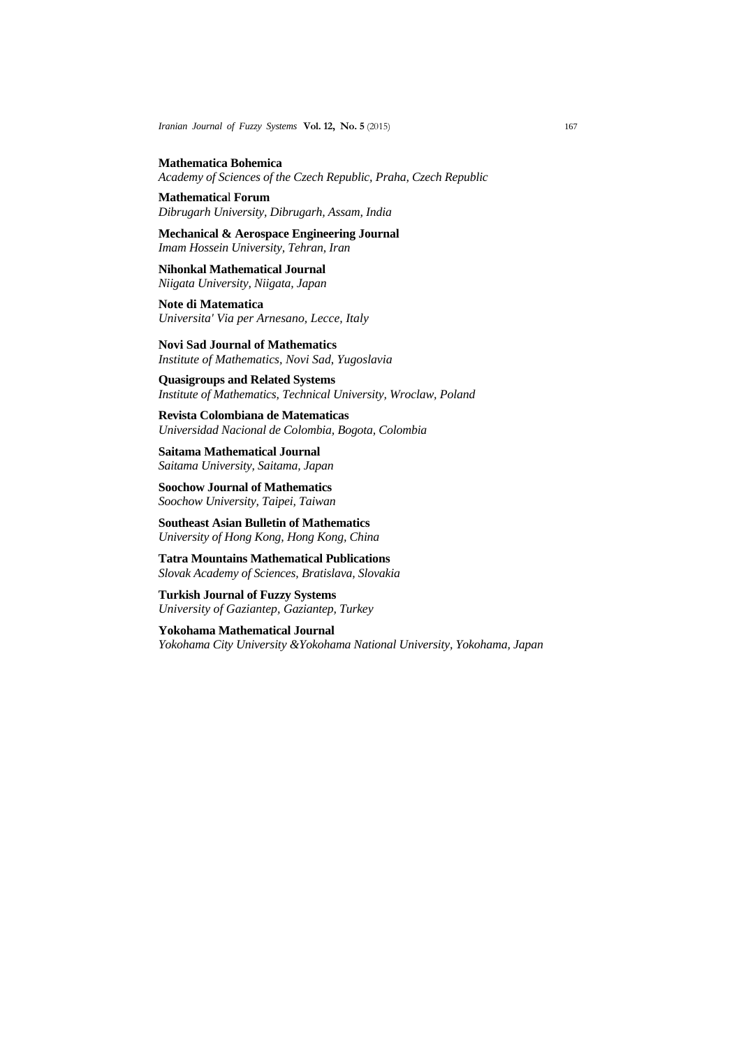**Mathematica Bohemica**
*Academy of Sciences of the Czech Republic, Praha, Czech Republic*

**Mathematical Forum**
*Dibrugarh University, Dibrugarh, Assam, India*

**Mechanical & Aerospace Engineering Journal**
*Imam Hossein University, Tehran, Iran*

**Nihonkal Mathematical Journal**
*Niigata University, Niigata, Japan*

**Note di Matematica**
*Universita' Via per Arnesano, Lecce, Italy*

**Novi Sad Journal of Mathematics**
*Institute of Mathematics, Novi Sad, Yugoslavia*

**Quasigroups and Related Systems**
*Institute of Mathematics, Technical University, Wroclaw, Poland*

**Revista Colombiana de Matematicas**
*Universidad Nacional de Colombia, Bogota, Colombia*

**Saitama Mathematical Journal**
*Saitama University, Saitama, Japan*

**Soochow Journal of Mathematics**
*Soochow University, Taipei, Taiwan*

**Southeast Asian Bulletin of Mathematics**
*University of Hong Kong, Hong Kong, China*

**Tatra Mountains Mathematical Publications**
*Slovak Academy of Sciences, Bratislava, Slovakia*

**Turkish Journal of Fuzzy Systems**
*University of Gaziantep, Gaziantep, Turkey*

**Yokohama Mathematical Journal**
*Yokohama City University &Yokohama National University, Yokohama, Japan*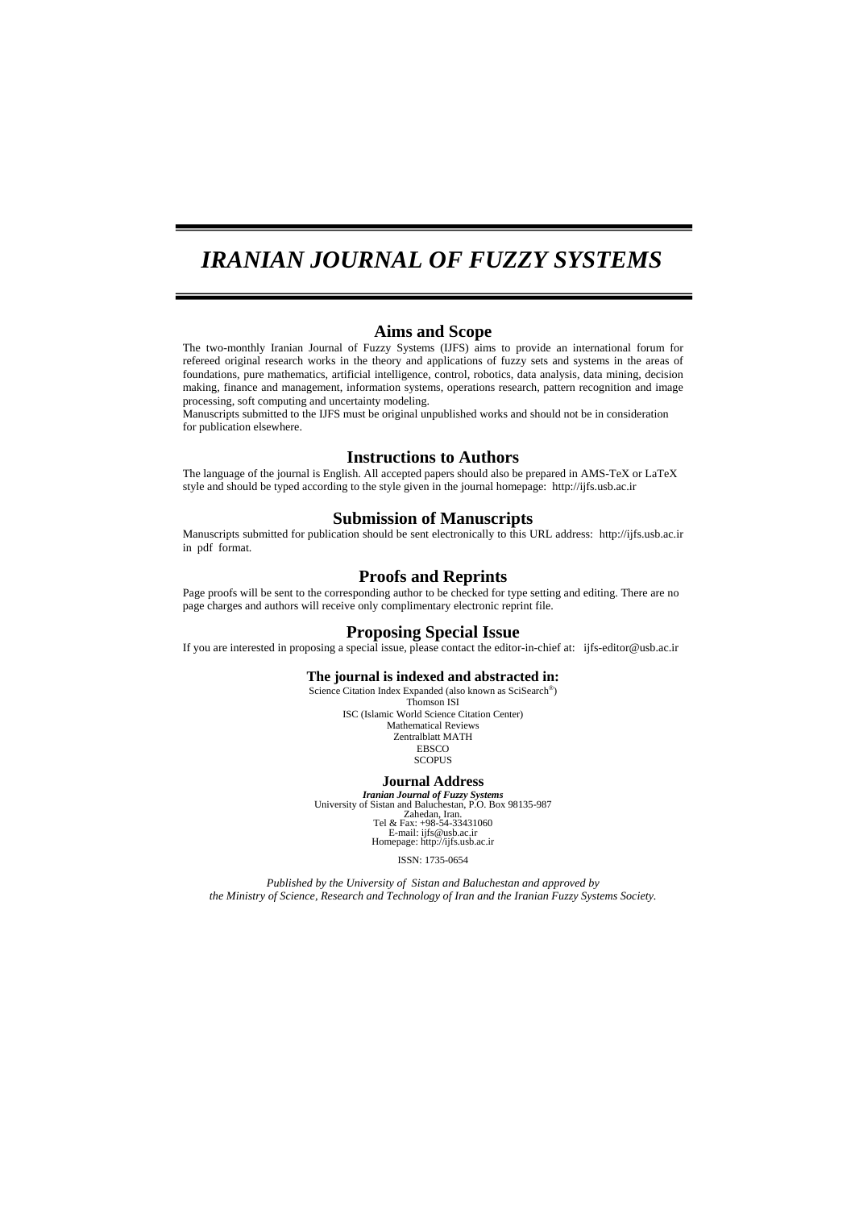# *IRANIAN JOURNAL OF FUZZY SYSTEMS*

## Aims and Scope

The two-monthly Iranian Journal of Fuzzy Systems (IJFS) aims to provide an international forum for refereed original research works in the theory and applications of fuzzy sets and systems in the areas of foundations, pure mathematics, artificial intelligence, control, robotics, data analysis, data mining, decision making, finance and management, information systems, operations research, pattern recognition and image processing, soft computing and uncertainty modeling.

Manuscripts submitted to the IJFS must be original unpublished works and should not be in consideration for publication elsewhere.

## Instructions to Authors

The language of the journal is English. All accepted papers should also be prepared in AMS-TeX or LaTeX style and should be typed according to the style given in the journal homepage: http://ijfs.usb.ac.ir

## Submission of Manuscripts

Manuscripts submitted for publication should be sent electronically to this URL address: http://ijfs.usb.ac.ir in pdf format.

## Proofs and Reprints

Page proofs will be sent to the corresponding author to be checked for type setting and editing. There are no page charges and authors will receive only complimentary electronic reprint file.

## Proposing Special Issue

If you are interested in proposing a special issue, please contact the editor-in-chief at: ijfs-editor@usb.ac.ir

### The journal is indexed and abstracted in:

Science Citation Index Expanded (also known as SciSearch®)
Thomson ISI
ISC (Islamic World Science Citation Center)
Mathematical Reviews
Zentralblatt MATH
EBSCO
SCOPUS

### Journal Address

***Iranian Journal of Fuzzy Systems***
University of Sistan and Baluchestan, P.O. Box 98135-987
Zahedan, Iran.
Tel & Fax: +98-54-33431060
E-mail: ijfs@usb.ac.ir
Homepage: http://ijfs.usb.ac.ir

ISSN: 1735-0654

*Published by the University of Sistan and Baluchestan and approved by the Ministry of Science, Research and Technology of Iran and the Iranian Fuzzy Systems Society.*